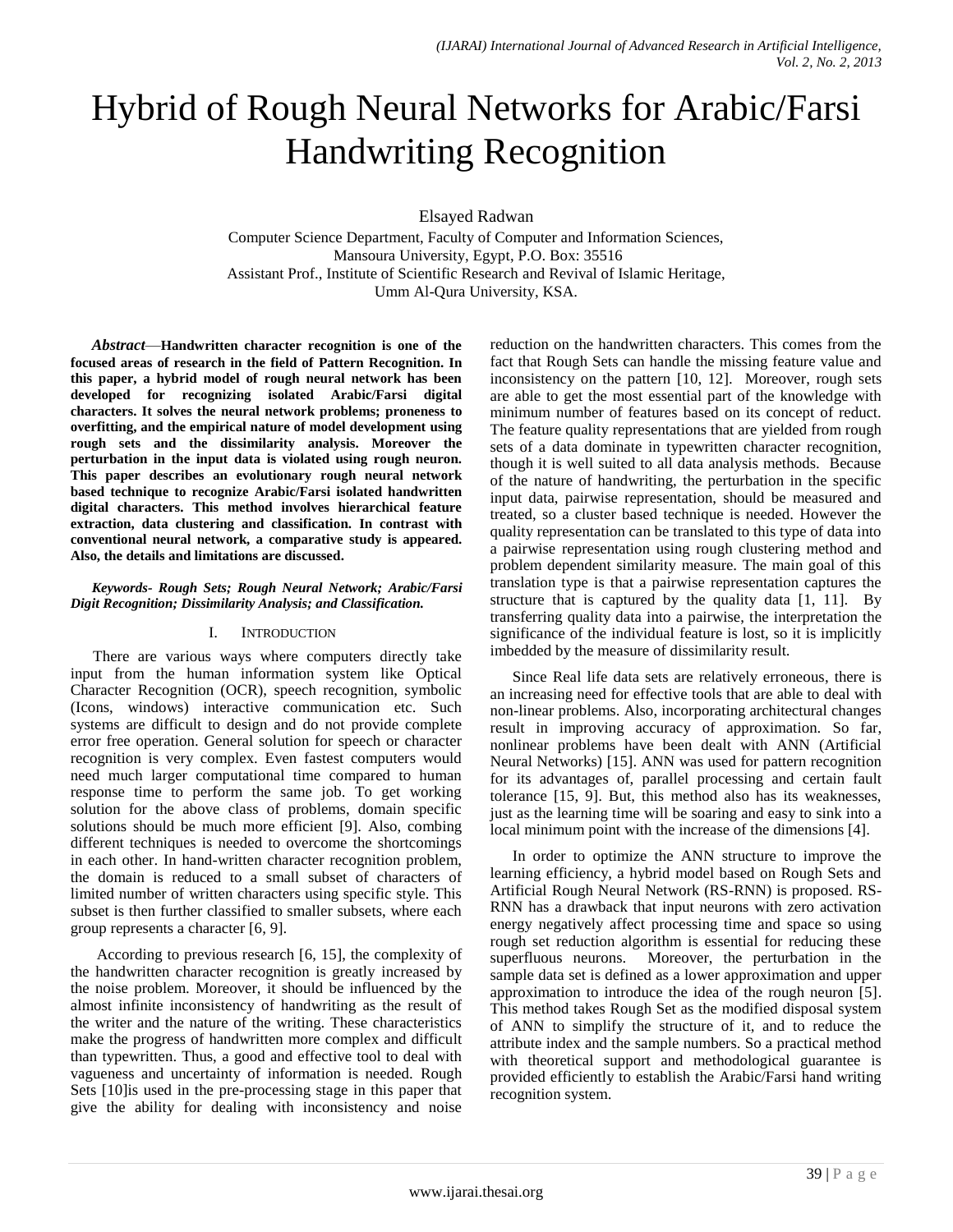# Hybrid of Rough Neural Networks for Arabic/Farsi Handwriting Recognition

Elsayed Radwan

Computer Science Department, Faculty of Computer and Information Sciences,
Mansoura University, Egypt, P.O. Box: 35516
Assistant Prof., Institute of Scientific Research and Revival of Islamic Heritage,
Umm Al-Qura University, KSA.

***Abstract*—Handwritten character recognition is one of the focused areas of research in the field of Pattern Recognition. In this paper, a hybrid model of rough neural network has been developed for recognizing isolated Arabic/Farsi digital characters. It solves the neural network problems; proneness to overfitting, and the empirical nature of model development using rough sets and the dissimilarity analysis. Moreover the perturbation in the input data is violated using rough neuron. This paper describes an evolutionary rough neural network based technique to recognize Arabic/Farsi isolated handwritten digital characters. This method involves hierarchical feature extraction, data clustering and classification. In contrast with conventional neural network, a comparative study is appeared. Also, the details and limitations are discussed.**

***Keywords- Rough Sets; Rough Neural Network; Arabic/Farsi Digit Recognition; Dissimilarity Analysis; and Classification.***

## I. Introduction

There are various ways where computers directly take input from the human information system like Optical Character Recognition (OCR), speech recognition, symbolic (Icons, windows) interactive communication etc. Such systems are difficult to design and do not provide complete error free operation. General solution for speech or character recognition is very complex. Even fastest computers would need much larger computational time compared to human response time to perform the same job. To get working solution for the above class of problems, domain specific solutions should be much more efficient [9]. Also, combing different techniques is needed to overcome the shortcomings in each other. In hand-written character recognition problem, the domain is reduced to a small subset of characters of limited number of written characters using specific style. This subset is then further classified to smaller subsets, where each group represents a character [6, 9].

According to previous research [6, 15], the complexity of the handwritten character recognition is greatly increased by the noise problem. Moreover, it should be influenced by the almost infinite inconsistency of handwriting as the result of the writer and the nature of the writing. These characteristics make the progress of handwritten more complex and difficult than typewritten. Thus, a good and effective tool to deal with vagueness and uncertainty of information is needed. Rough Sets [10]is used in the pre-processing stage in this paper that give the ability for dealing with inconsistency and noise reduction on the handwritten characters. This comes from the fact that Rough Sets can handle the missing feature value and inconsistency on the pattern [10, 12]. Moreover, rough sets are able to get the most essential part of the knowledge with minimum number of features based on its concept of reduct. The feature quality representations that are yielded from rough sets of a data dominate in typewritten character recognition, though it is well suited to all data analysis methods. Because of the nature of handwriting, the perturbation in the specific input data, pairwise representation, should be measured and treated, so a cluster based technique is needed. However the quality representation can be translated to this type of data into a pairwise representation using rough clustering method and problem dependent similarity measure. The main goal of this translation type is that a pairwise representation captures the structure that is captured by the quality data [1, 11]. By transferring quality data into a pairwise, the interpretation the significance of the individual feature is lost, so it is implicitly imbedded by the measure of dissimilarity result.

Since Real life data sets are relatively erroneous, there is an increasing need for effective tools that are able to deal with non-linear problems. Also, incorporating architectural changes result in improving accuracy of approximation. So far, nonlinear problems have been dealt with ANN (Artificial Neural Networks) [15]. ANN was used for pattern recognition for its advantages of, parallel processing and certain fault tolerance [15, 9]. But, this method also has its weaknesses, just as the learning time will be soaring and easy to sink into a local minimum point with the increase of the dimensions [4].

In order to optimize the ANN structure to improve the learning efficiency, a hybrid model based on Rough Sets and Artificial Rough Neural Network (RS-RNN) is proposed. RS-RNN has a drawback that input neurons with zero activation energy negatively affect processing time and space so using rough set reduction algorithm is essential for reducing these superfluous neurons. Moreover, the perturbation in the sample data set is defined as a lower approximation and upper approximation to introduce the idea of the rough neuron [5]. This method takes Rough Set as the modified disposal system of ANN to simplify the structure of it, and to reduce the attribute index and the sample numbers. So a practical method with theoretical support and methodological guarantee is provided efficiently to establish the Arabic/Farsi hand writing recognition system.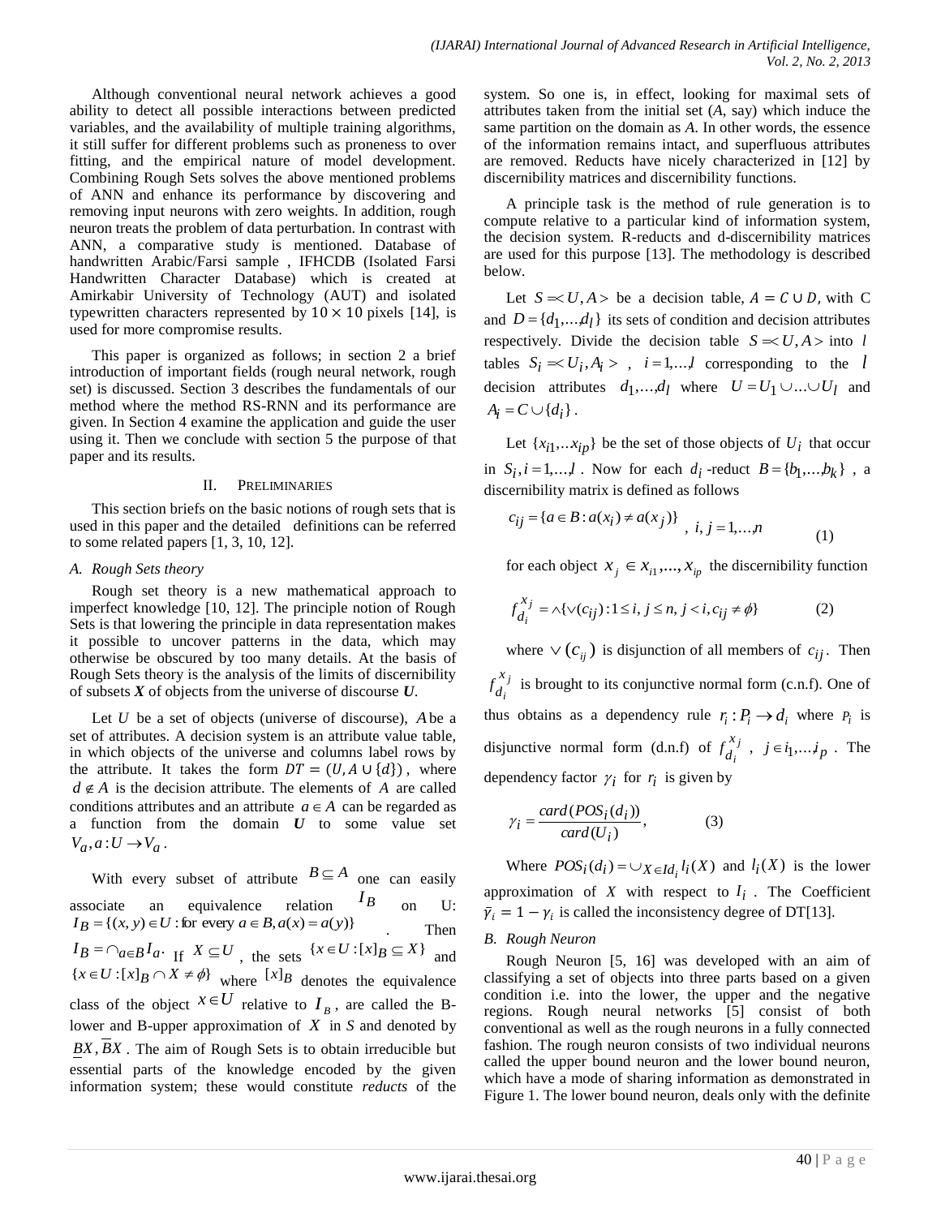Although conventional neural network achieves a good ability to detect all possible interactions between predicted variables, and the availability of multiple training algorithms, it still suffer for different problems such as proneness to over fitting, and the empirical nature of model development. Combining Rough Sets solves the above mentioned problems of ANN and enhance its performance by discovering and removing input neurons with zero weights. In addition, rough neuron treats the problem of data perturbation. In contrast with ANN, a comparative study is mentioned. Database of handwritten Arabic/Farsi sample , IFHCDB (Isolated Farsi Handwritten Character Database) which is created at Amirkabir University of Technology (AUT) and isolated typewritten characters represented by $10 \times 10$ pixels [14], is used for more compromise results.

This paper is organized as follows; in section 2 a brief introduction of important fields (rough neural network, rough set) is discussed. Section 3 describes the fundamentals of our method where the method RS-RNN and its performance are given. In Section 4 examine the application and guide the user using it. Then we conclude with section 5 the purpose of that paper and its results.

## II. Preliminaries

This section briefs on the basic notions of rough sets that is used in this paper and the detailed definitions can be referred to some related papers [1, 3, 10, 12].

### *A. Rough Sets theory*

Rough set theory is a new mathematical approach to imperfect knowledge [10, 12]. The principle notion of Rough Sets is that lowering the principle in data representation makes it possible to uncover patterns in the data, which may otherwise be obscured by too many details. At the basis of Rough Sets theory is the analysis of the limits of discernibility of subsets ***X*** of objects from the universe of discourse ***U***.

Let $U$ be a set of objects (universe of discourse), $A$ be a set of attributes. A decision system is an attribute value table, in which objects of the universe and columns label rows by the attribute. It takes the form $DT = (U, A \cup \{d\})$, where $d \notin A$ is the decision attribute. The elements of $A$ are called conditions attributes and an attribute $a \in A$ can be regarded as a function from the domain ***U*** to some value set $V_a, a: U \rightarrow V_a$.

With every subset of attribute $B \subseteq A$ one can easily associate an equivalence relation $I_B$ on U: $I_B = \{(x, y) \in U : \text{for every } a \in B, a(x) = a(y)\}$. Then $I_B = \cap_{a \in B} I_a$. If $X \subseteq U$, the sets $\{x \in U : [x]_B \subseteq X\}$ and $\{x \in U : [x]_B \cap X \neq \phi\}$ where $[x]_B$ denotes the equivalence class of the object $x \in U$ relative to $I_B$, are called the B-lower and B-upper approximation of $X$ in *S* and denoted by $\underline{B}X, \overline{B}X$. The aim of Rough Sets is to obtain irreducible but essential parts of the knowledge encoded by the given information system; these would constitute *reducts* of the system. So one is, in effect, looking for maximal sets of attributes taken from the initial set (*A*, say) which induce the same partition on the domain as *A*. In other words, the essence of the information remains intact, and superfluous attributes are removed. Reducts have nicely characterized in [12] by discernibility matrices and discernibility functions.

A principle task is the method of rule generation is to compute relative to a particular kind of information system, the decision system. R-reducts and d-discernibility matrices are used for this purpose [13]. The methodology is described below.

Let $S = \prec U, A \succ$ be a decision table, $A = C \cup D$, with C and $D = \{d_1, \ldots, d_l\}$ its sets of condition and decision attributes respectively. Divide the decision table $S = \prec U, A \succ$ into $l$ tables $S_i = \prec U_i, A_i \succ$ , $i = 1, \ldots, l$ corresponding to the $l$ decision attributes $d_1, \ldots, d_l$ where $U = U_1 \cup \ldots \cup U_l$ and $A_i = C \cup \{d_i\}$.

Let $\{x_{i1}, \ldots x_{ip}\}$ be the set of those objects of $U_i$ that occur in $S_i, i = 1, \ldots, l$ . Now for each $d_i$ -reduct $B = \{b_1, \ldots, b_k\}$ , a discernibility matrix is defined as follows

$$c_{ij} = \{a \in B : a(x_i) \neq a(x_j)\} \quad , \; i, j = 1, \ldots, n \tag{1}$$

for each object $x_j \in x_{i1}, \ldots, x_{ip}$ the discernibility function

$$f_{d_i}^{x_j} = \wedge \{\vee (c_{ij}) : 1 \leq i, j \leq n, j < i, c_{ij} \neq \phi\} \tag{2}$$

where $\vee (c_{ij})$ is disjunction of all members of $c_{ij}$. Then $f_{d_i}^{x_j}$ is brought to its conjunctive normal form (c.n.f). One of thus obtains as a dependency rule $r_i : P_i \rightarrow d_i$ where $P_i$ is disjunctive normal form (d.n.f) of $f_{d_i}^{x_j}$ , $j \in i_1, \ldots, i_p$ . The dependency factor $\gamma_i$ for $r_i$ is given by

$$\gamma_i = \frac{card(POS_i(d_i))}{card(U_i)}, \tag{3}$$

Where $POS_i(d_i) = \cup_{X \in Id_i} l_i(X)$ and $l_i(X)$ is the lower approximation of $X$ with respect to $I_i$ . The Coefficient $\bar{\gamma}_i = 1 - \gamma_i$ is called the inconsistency degree of DT[13].

### *B. Rough Neuron*

Rough Neuron [5, 16] was developed with an aim of classifying a set of objects into three parts based on a given condition i.e. into the lower, the upper and the negative regions. Rough neural networks [5] consist of both conventional as well as the rough neurons in a fully connected fashion. The rough neuron consists of two individual neurons called the upper bound neuron and the lower bound neuron, which have a mode of sharing information as demonstrated in Figure 1. The lower bound neuron, deals only with the definite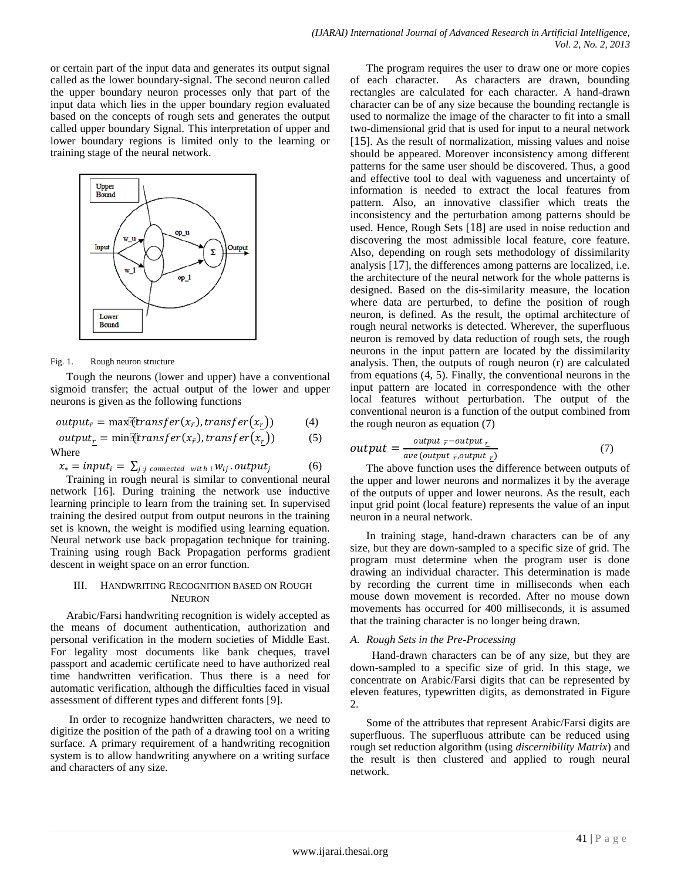or certain part of the input data and generates its output signal called as the lower boundary-signal. The second neuron called the upper boundary neuron processes only that part of the input data which lies in the upper boundary region evaluated based on the concepts of rough sets and generates the output called upper boundary Signal. This interpretation of upper and lower boundary regions is limited only to the learning or training stage of the neural network.

Fig. 1. Rough neuron structure

Tough the neurons (lower and upper) have a conventional sigmoid transfer; the actual output of the lower and upper neurons is given as the following functions

$$output_{\bar{r}} = \max(transfer(x_{\bar{r}}), transfer(x_{\underline{r}})) \quad (4)$$

$$output_{\underline{r}} = \min(transfer(x_{\bar{r}}), transfer(x_{\underline{r}})) \quad (5)$$

Where

$$x_* = input_i = \sum_{j:j \text{ connected with } i} w_{ij} \cdot output_j \quad (6)$$

Training in rough neural is similar to conventional neural network [16]. During training the network use inductive learning principle to learn from the training set. In supervised training the desired output from output neurons in the training set is known, the weight is modified using learning equation. Neural network use back propagation technique for training. Training using rough Back Propagation performs gradient descent in weight space on an error function.

## III. Handwriting Recognition based on Rough Neuron

Arabic/Farsi handwriting recognition is widely accepted as the means of document authentication, authorization and personal verification in the modern societies of Middle East. For legality most documents like bank cheques, travel passport and academic certificate need to have authorized real time handwritten verification. Thus there is a need for automatic verification, although the difficulties faced in visual assessment of different types and different fonts [9].

In order to recognize handwritten characters, we need to digitize the position of the path of a drawing tool on a writing surface. A primary requirement of a handwriting recognition system is to allow handwriting anywhere on a writing surface and characters of any size.

The program requires the user to draw one or more copies of each character. As characters are drawn, bounding rectangles are calculated for each character. A hand-drawn character can be of any size because the bounding rectangle is used to normalize the image of the character to fit into a small two-dimensional grid that is used for input to a neural network [15]. As the result of normalization, missing values and noise should be appeared. Moreover inconsistency among different patterns for the same user should be discovered. Thus, a good and effective tool to deal with vagueness and uncertainty of information is needed to extract the local features from pattern. Also, an innovative classifier which treats the inconsistency and the perturbation among patterns should be used. Hence, Rough Sets [18] are used in noise reduction and discovering the most admissible local feature, core feature. Also, depending on rough sets methodology of dissimilarity analysis [17], the differences among patterns are localized, i.e. the architecture of the neural network for the whole patterns is designed. Based on the dis-similarity measure, the location where data are perturbed, to define the position of rough neuron, is defined. As the result, the optimal architecture of rough neural networks is detected. Wherever, the superfluous neuron is removed by data reduction of rough sets, the rough neurons in the input pattern are located by the dissimilarity analysis. Then, the outputs of rough neuron (r) are calculated from equations (4, 5). Finally, the conventional neurons in the input pattern are located in correspondence with the other local features without perturbation. The output of the conventional neuron is a function of the output combined from the rough neuron as equation (7)

$$output = \frac{output_{\bar{r}} - output_{\underline{r}}}{ave(output_{\bar{r}}, output_{\underline{r}})} \quad (7)$$

The above function uses the difference between outputs of the upper and lower neurons and normalizes it by the average of the outputs of upper and lower neurons. As the result, each input grid point (local feature) represents the value of an input neuron in a neural network.

In training stage, hand-drawn characters can be of any size, but they are down-sampled to a specific size of grid. The program must determine when the program user is done drawing an individual character. This determination is made by recording the current time in milliseconds when each mouse down movement is recorded. After no mouse down movements has occurred for 400 milliseconds, it is assumed that the training character is no longer being drawn.

### A. Rough Sets in the Pre-Processing

Hand-drawn characters can be of any size, but they are down-sampled to a specific size of grid. In this stage, we concentrate on Arabic/Farsi digits that can be represented by eleven features, typewritten digits, as demonstrated in Figure 2.

Some of the attributes that represent Arabic/Farsi digits are superfluous. The superfluous attribute can be reduced using rough set reduction algorithm (using *discernibility Matrix*) and the result is then clustered and applied to rough neural network.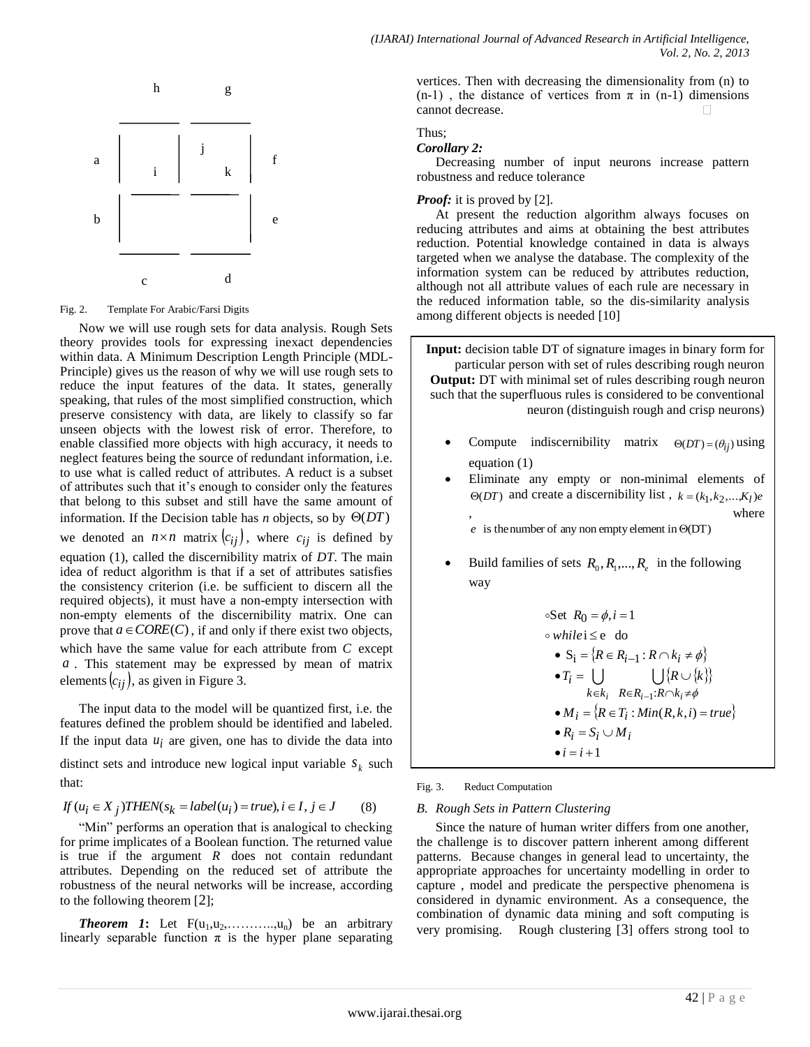h g

a i j k f

b e

c d

Fig. 2. Template For Arabic/Farsi Digits

Now we will use rough sets for data analysis. Rough Sets theory provides tools for expressing inexact dependencies within data. A Minimum Description Length Principle (MDL-Principle) gives us the reason of why we will use rough sets to reduce the input features of the data. It states, generally speaking, that rules of the most simplified construction, which preserve consistency with data, are likely to classify so far unseen objects with the lowest risk of error. Therefore, to enable classified more objects with high accuracy, it needs to neglect features being the source of redundant information, i.e. to use what is called reduct of attributes. A reduct is a subset of attributes such that it's enough to consider only the features that belong to this subset and still have the same amount of information. If the Decision table has *n* objects, so by $\Theta(DT)$ we denoted an $n \times n$ matrix $(c_{ij})$, where $c_{ij}$ is defined by equation (1), called the discernibility matrix of *DT*. The main idea of reduct algorithm is that if a set of attributes satisfies the consistency criterion (i.e. be sufficient to discern all the required objects), it must have a non-empty intersection with non-empty elements of the discernibility matrix. One can prove that $a \in CORE(C)$, if and only if there exist two objects, which have the same value for each attribute from *C* except $a$. This statement may be expressed by mean of matrix elements $(c_{ij})$, as given in Figure 3.

The input data to the model will be quantized first, i.e. the features defined the problem should be identified and labeled. If the input data $u_i$ are given, one has to divide the data into distinct sets and introduce new logical input variable $s_k$ such that:

$$If\ (u_i \in X_j) THEN (s_k = label(u_i) = true), i \in I, j \in J \qquad (8)$$

"Min" performs an operation that is analogical to checking for prime implicates of a Boolean function. The returned value is true if the argument *R* does not contain redundant attributes. Depending on the reduced set of attribute the robustness of the neural networks will be increase, according to the following theorem [2];

***Theorem 1*:** Let $F(u_1,u_2,\ldots,u_n)$ be an arbitrary linearly separable function $\pi$ is the hyper plane separating vertices. Then with decreasing the dimensionality from (n) to (n-1) , the distance of vertices from $\pi$ in (n-1) dimensions cannot decrease. □

Thus;

***Corollary 2:***

Decreasing number of input neurons increase pattern robustness and reduce tolerance

***Proof:*** it is proved by [2].

At present the reduction algorithm always focuses on reducing attributes and aims at obtaining the best attributes reduction. Potential knowledge contained in data is always targeted when we analyse the database. The complexity of the information system can be reduced by attributes reduction, although not all attribute values of each rule are necessary in the reduced information table, so the dis-similarity analysis among different objects is needed [10]

**Input:** decision table DT of signature images in binary form for particular person with set of rules describing rough neuron
**Output:** DT with minimal set of rules describing rough neuron such that the superfluous rules is considered to be conventional neuron (distinguish rough and crisp neurons)

- Compute indiscernibility matrix $\Theta(DT) = (\theta_{ij})$ using equation (1)
- Eliminate any empty or non-minimal elements of $\Theta(DT)$ and create a discernibility list , $k = (k_1, k_2, \ldots, K_l)e$ , where $e$ is the number of any non empty element in $\Theta(DT)$
- Build families of sets $R_0, R_1, \ldots, R_e$ in the following way

$$\circ \text{Set } R_0 = \phi, i = 1$$
$$\circ\ while\ i \le e \ \ do$$
$$\bullet\ S_i = \{R \in R_{i-1} : R \cap k_i \ne \phi\}$$
$$\bullet\ T_i = \bigcup_{k \in k_i} \ \bigcup_{R \in R_{i-1} : R \cap k_i \ne \phi} \{R \cup \{k\}\}$$
$$\bullet\ M_i = \{R \in T_i : Min(R,k,i) = true\}$$
$$\bullet\ R_i = S_i \cup M_i$$
$$\bullet\ i = i + 1$$

Fig. 3. Reduct Computation

### *B. Rough Sets in Pattern Clustering*

Since the nature of human writer differs from one another, the challenge is to discover pattern inherent among different patterns. Because changes in general lead to uncertainty, the appropriate approaches for uncertainty modelling in order to capture , model and predicate the perspective phenomena is considered in dynamic environment. As a consequence, the combination of dynamic data mining and soft computing is very promising. Rough clustering [3] offers strong tool to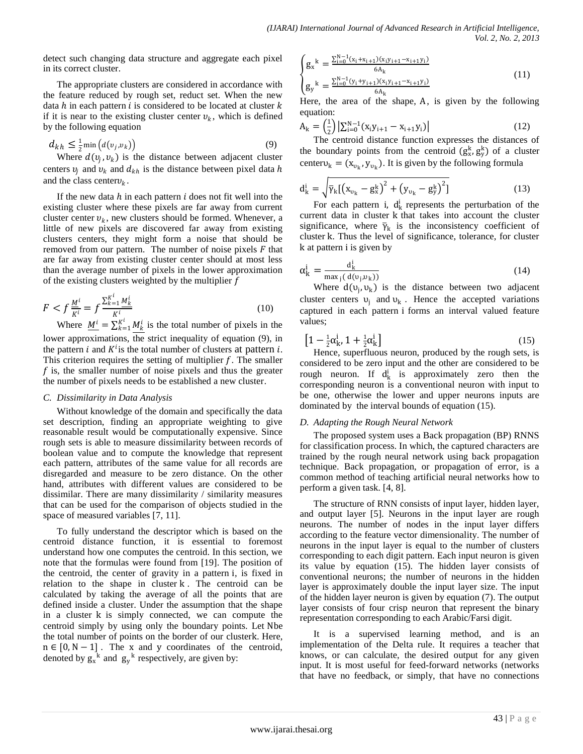detect such changing data structure and aggregate each pixel in its correct cluster.

The appropriate clusters are considered in accordance with the feature reduced by rough set, reduct set. When the new data $h$ in each pattern $i$ is considered to be located at cluster $k$ if it is near to the existing cluster center $\upsilon_k$, which is defined by the following equation

$$d_{kh} \leq \frac{1}{2}\min\left(d(\upsilon_j, \upsilon_k)\right) \tag{9}$$

Where $d(\upsilon_j, \upsilon_k)$ is the distance between adjacent cluster centers $\upsilon_j$ and $\upsilon_k$ and $d_{kh}$ is the distance between pixel data $h$ and the class center $\upsilon_k$.

If the new data $h$ in each pattern $i$ does not fit well into the existing cluster where these pixels are far away from current cluster center $\upsilon_k$, new clusters should be formed. Whenever, a little of new pixels are discovered far away from existing clusters centers, they might form a noise that should be removed from our pattern. The number of noise pixels $F$ that are far away from existing cluster center should at most less than the average number of pixels in the lower approximation of the existing clusters weighted by the multiplier $f$

$$F < f\frac{\underline{M}^i}{K^i} = f\frac{\sum_{k=1}^{K^i}\underline{M}_k^i}{K^i} \tag{10}$$

Where $\underline{M}^i = \sum_{k=1}^{K^i}\underline{M}_k^i$ is the total number of pixels in the lower approximations, the strict inequality of equation (9), in the pattern $i$ and $K^i$ is the total number of clusters at pattern $i$. This criterion requires the setting of multiplier $f$. The smaller $f$ is, the smaller number of noise pixels and thus the greater the number of pixels needs to be established a new cluster.

### C. Dissimilarity in Data Analysis

Without knowledge of the domain and specifically the data set description, finding an appropriate weighting to give reasonable result would be computationally expensive. Since rough sets is able to measure dissimilarity between records of boolean value and to compute the knowledge that represent each pattern, attributes of the same value for all records are disregarded and measure to be zero distance. On the other hand, attributes with different values are considered to be dissimilar. There are many dissimilarity / similarity measures that can be used for the comparison of objects studied in the space of measured variables [7, 11].

To fully understand the descriptor which is based on the centroid distance function, it is essential to foremost understand how one computes the centroid. In this section, we note that the formulas were found from [19]. The position of the centroid, the center of gravity in a pattern i, is fixed in relation to the shape in cluster k. The centroid can be calculated by taking the average of all the points that are defined inside a cluster. Under the assumption that the shape in a cluster k is simply connected, we can compute the centroid simply by using only the boundary points. Let N be the total number of points on the border of our cluster k. Here, $n \in [0, N-1]$. The x and y coordinates of the centroid, denoted by $g_x{}^k$ and $g_y{}^k$ respectively, are given by:

$$\begin{cases} g_x{}^k = \frac{\sum_{i=0}^{N-1}(x_i + x_{i+1})(x_i y_{i+1} - x_{i+1} y_i)}{6A_k} \\ g_y{}^k = \frac{\sum_{i=0}^{N-1}(y_i + y_{i+1})(x_i y_{i+1} - x_{i+1} y_i)}{6A_k} \end{cases} \tag{11}$$

Here, the area of the shape, A, is given by the following equation:

$$A_k = \left(\frac{1}{2}\right)\left|\sum_{i=0}^{N-1}(x_i y_{i+1} - x_{i+1} y_i)\right| \tag{12}$$

The centroid distance function expresses the distances of the boundary points from the centroid $(g_x^k, g_y^k)$ of a cluster center $\upsilon_k = (x_{\upsilon_k}, y_{\upsilon_k})$. It is given by the following formula

$$d_k^i = \sqrt{\bar{\gamma}_k\left[\left(x_{\upsilon_k} - g_x^k\right)^2 + \left(y_{\upsilon_k} - g_y^k\right)^2\right]} \tag{13}$$

For each pattern i, $d_k^i$ represents the perturbation of the current data in cluster k that takes into account the cluster significance, where $\bar{\gamma}_k$ is the inconsistency coefficient of cluster k. Thus the level of significance, tolerance, for cluster k at pattern i is given by

$$\alpha_k^i = \frac{d_k^i}{\max_j(d(\upsilon_j, \upsilon_k))} \tag{14}$$

Where $d(\upsilon_j, \upsilon_k)$ is the distance between two adjacent cluster centers $\upsilon_j$ and $\upsilon_k$. Hence the accepted variations captured in each pattern i forms an interval valued feature values;

$$\left[1 - \tfrac{1}{2}\alpha_k^i, 1 + \tfrac{1}{2}\alpha_k^i\right] \tag{15}$$

Hence, superfluous neuron, produced by the rough sets, is considered to be zero input and the other are considered to be rough neuron. If $d_k^i$ is approximately zero then the corresponding neuron is a conventional neuron with input to be one, otherwise the lower and upper neurons inputs are dominated by the interval bounds of equation (15).

### D. Adapting the Rough Neural Network

The proposed system uses a Back propagation (BP) RNNS for classification process. In which, the captured characters are trained by the rough neural network using back propagation technique. Back propagation, or propagation of error, is a common method of teaching artificial neural networks how to perform a given task. [4, 8].

The structure of RNN consists of input layer, hidden layer, and output layer [5]. Neurons in the input layer are rough neurons. The number of nodes in the input layer differs according to the feature vector dimensionality. The number of neurons in the input layer is equal to the number of clusters corresponding to each digit pattern. Each input neuron is given its value by equation (15). The hidden layer consists of conventional neurons; the number of neurons in the hidden layer is approximately double the input layer size. The input of the hidden layer neuron is given by equation (7). The output layer consists of four crisp neuron that represent the binary representation corresponding to each Arabic/Farsi digit.

It is a supervised learning method, and is an implementation of the Delta rule. It requires a teacher that knows, or can calculate, the desired output for any given input. It is most useful for feed-forward networks (networks that have no feedback, or simply, that have no connections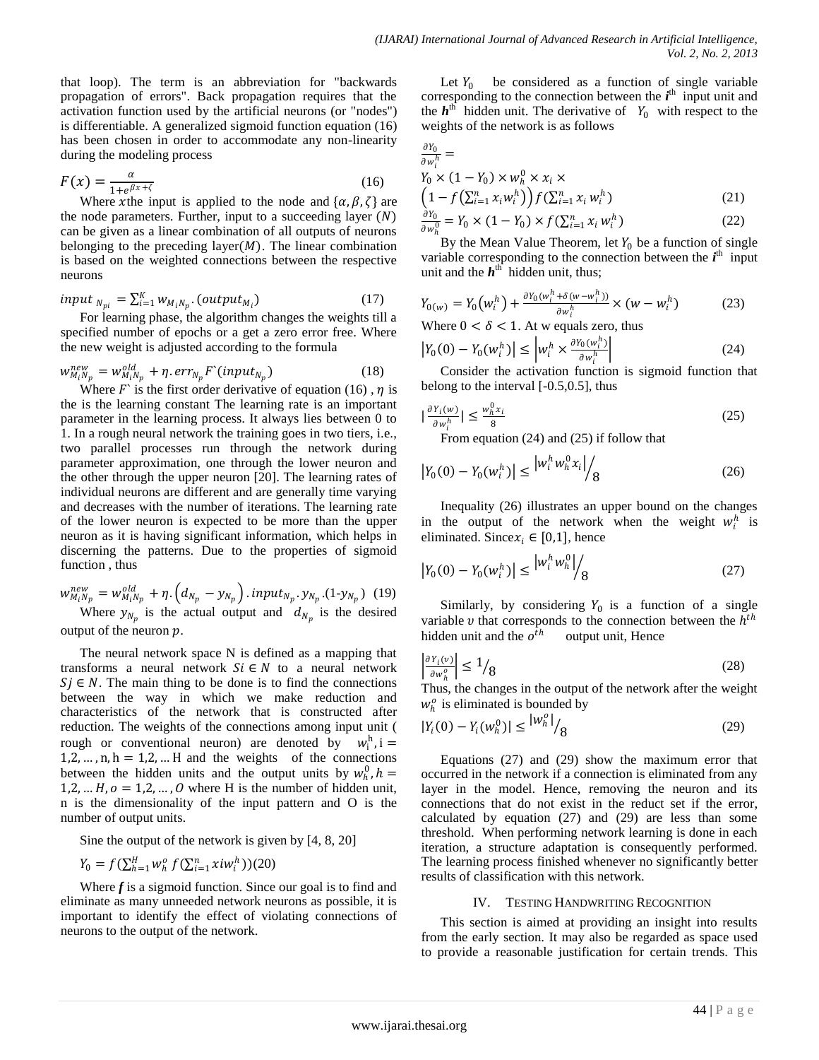that loop). The term is an abbreviation for "backwards propagation of errors". Back propagation requires that the activation function used by the artificial neurons (or "nodes") is differentiable. A generalized sigmoid function equation (16) has been chosen in order to accommodate any non-linearity during the modeling process

$$F(x) = \frac{\alpha}{1+e^{\beta x+\zeta}} \tag{16}$$

Where $x$the input is applied to the node and $\{\alpha, \beta, \zeta\}$ are the node parameters. Further, input to a succeeding layer $(N)$ can be given as a linear combination of all outputs of neurons belonging to the preceding layer$(M)$. The linear combination is based on the weighted connections between the respective neurons

$$input_{N_{pi}} = \sum_{i=1}^{K} w_{M_i N_p}.(output_{M_i}) \tag{17}$$

For learning phase, the algorithm changes the weights till a specified number of epochs or a get a zero error free. Where the new weight is adjusted according to the formula

$$w_{M_i N_p}^{new} = w_{M_i N_p}^{old} + \eta.err_{N_p} F`(input_{N_p}) \tag{18}$$

Where $F`$ is the first order derivative of equation (16) , $\eta$ is the is the learning constant The learning rate is an important parameter in the learning process. It always lies between 0 to 1. In a rough neural network the training goes in two tiers, i.e., two parallel processes run through the network during parameter approximation, one through the lower neuron and the other through the upper neuron [20]. The learning rates of individual neurons are different and are generally time varying and decreases with the number of iterations. The learning rate of the lower neuron is expected to be more than the upper neuron as it is having significant information, which helps in discerning the patterns. Due to the properties of sigmoid function , thus

$$w_{M_i N_p}^{new} = w_{M_i N_p}^{old} + \eta.\left(d_{N_p} - y_{N_p}\right).input_{N_p}.y_{N_p}.(1\text{-}y_{N_p}) \tag{19}$$

Where $y_{N_p}$ is the actual output and $d_{N_p}$ is the desired output of the neuron $p$.

The neural network space N is defined as a mapping that transforms a neural network $Si \in N$ to a neural network $Sj \in N$. The main thing to be done is to find the connections between the way in which we make reduction and characteristics of the network that is constructed after reduction. The weights of the connections among input unit ( rough or conventional neuron) are denoted by $w_i^h, i = 1,2, \ldots, n, h = 1,2, \ldots H$ and the weights of the connections between the hidden units and the output units by $w_h^0, h = 1,2, \ldots H, o = 1,2, \ldots, O$ where H is the number of hidden unit, n is the dimensionality of the input pattern and O is the number of output units.

Sine the output of the network is given by [4, 8, 20]

$$Y_0 = f(\textstyle\sum_{h=1}^{H} w_h^o\, f(\sum_{i=1}^{n} xiw_i^h)) \tag{20}$$

Where ***f*** is a sigmoid function. Since our goal is to find and eliminate as many unneeded network neurons as possible, it is important to identify the effect of violating connections of neurons to the output of the network.

Let $Y_0$ be considered as a function of single variable corresponding to the connection between the ***i***th input unit and the ***h***th hidden unit. The derivative of $Y_0$ with respect to the weights of the network is as follows

$$\frac{\partial Y_0}{\partial w_i^h} = Y_0 \times (1 - Y_0) \times w_h^0 \times x_i \times \left(1 - f\left(\textstyle\sum_{i=1}^{n} x_i w_i^h\right)\right) f(\textstyle\sum_{i=1}^{n} x_i\, w_i^h) \tag{21}$$

$$\frac{\partial Y_0}{\partial w_h^0} = Y_0 \times (1 - Y_0) \times f(\textstyle\sum_{i=1}^{n} x_i\, w_i^h) \tag{22}$$

By the Mean Value Theorem, let $Y_0$ be a function of single variable corresponding to the connection between the ***i***th input unit and the ***h***th hidden unit, thus;

$$Y_{0(w)} = Y_0\left(w_i^h\right) + \frac{\partial Y_0(w_i^h + \delta(w - w_i^h))}{\partial w_i^h} \times (w - w_i^h) \tag{23}$$

Where $0 < \delta < 1$. At w equals zero, thus

$$\left|Y_0(0) - Y_0(w_i^h)\right| \leq \left|w_i^h \times \frac{\partial Y_0(w_i^h)}{\partial w_i^h}\right| \tag{24}$$

Consider the activation function is sigmoid function that belong to the interval [-0.5,0.5], thus

$$\left|\frac{\partial Y_i(w)}{\partial w_i^h}\right| \leq \frac{w_h^0 x_i}{8} \tag{25}$$

From equation (24) and (25) if follow that

$$\left|Y_0(0) - Y_0(w_i^h)\right| \leq {\left|w_i^h w_h^0 x_i\right|}/{8} \tag{26}$$

Inequality (26) illustrates an upper bound on the changes in the output of the network when the weight $w_i^h$ is eliminated. Since$x_i \in [0,1]$, hence

$$\left|Y_0(0) - Y_0(w_i^h)\right| \leq {\left|w_i^h w_h^0\right|}/{8} \tag{27}$$

Similarly, by considering $Y_0$ is a function of a single variable $\upsilon$ that corresponds to the connection between the $h^{th}$ hidden unit and the $o^{th}$ output unit, Hence

$$\left|\frac{\partial Y_i(v)}{\partial w_h^o}\right| \leq {1}/{8} \tag{28}$$

Thus, the changes in the output of the network after the weight $w_h^o$ is eliminated is bounded by

$$|Y_i(0) - Y_i(w_h^0)| \leq {|w_h^o|}/{8} \tag{29}$$

Equations (27) and (29) show the maximum error that occurred in the network if a connection is eliminated from any layer in the model. Hence, removing the neuron and its connections that do not exist in the reduct set if the error, calculated by equation (27) and (29) are less than some threshold. When performing network learning is done in each iteration, a structure adaptation is consequently performed. The learning process finished whenever no significantly better results of classification with this network.

## IV. TESTING HANDWRITING RECOGNITION

This section is aimed at providing an insight into results from the early section. It may also be regarded as space used to provide a reasonable justification for certain trends. This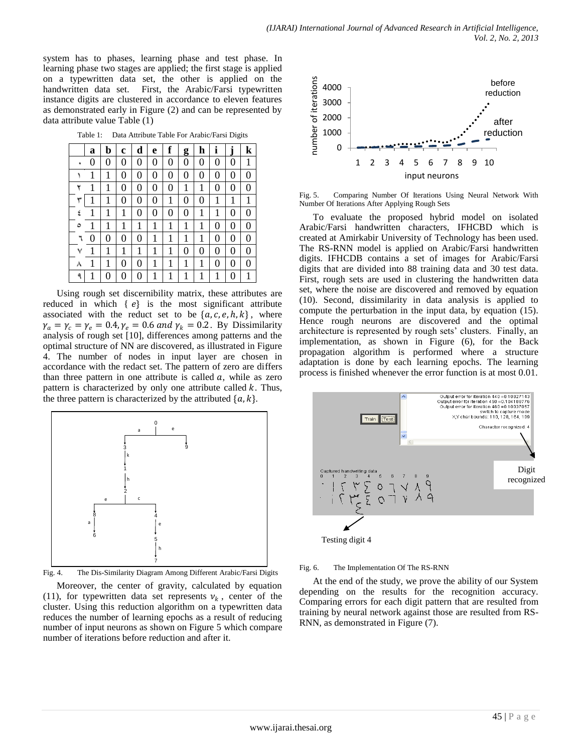system has to phases, learning phase and test phase. In learning phase two stages are applied; the first stage is applied on a typewritten data set, the other is applied on the handwritten data set. First, the Arabic/Farsi typewritten instance digits are clustered in accordance to eleven features as demonstrated early in Figure (2) and can be represented by data attribute value Table (1)

Table 1: Data Attribute Table For Arabic/Farsi Digits

| | a | b | c | d | e | f | g | h | i | j | k |
|---|---|---|---|---|---|---|---|---|---|---|---|
| ٠ | 0 | 0 | 0 | 0 | 0 | 0 | 0 | 0 | 0 | 0 | 1 |
| ١ | 1 | 1 | 0 | 0 | 0 | 0 | 0 | 0 | 0 | 0 | 0 |
| ٢ | 1 | 1 | 0 | 0 | 0 | 0 | 1 | 1 | 0 | 0 | 0 |
| ٣ | 1 | 1 | 0 | 0 | 0 | 1 | 0 | 0 | 1 | 1 | 1 |
| ٤ | 1 | 1 | 1 | 0 | 0 | 0 | 0 | 1 | 1 | 0 | 0 |
| ٥ | 1 | 1 | 1 | 1 | 1 | 1 | 1 | 1 | 0 | 0 | 0 |
| ٦ | 0 | 0 | 0 | 0 | 1 | 1 | 1 | 1 | 0 | 0 | 0 |
| ٧ | 1 | 1 | 1 | 1 | 1 | 1 | 0 | 0 | 0 | 0 | 0 |
| ٨ | 1 | 1 | 0 | 0 | 1 | 1 | 1 | 1 | 0 | 0 | 0 |
| ٩ | 1 | 0 | 0 | 0 | 1 | 1 | 1 | 1 | 1 | 0 | 1 |

Using rough set discernibility matrix, these attributes are reduced in which $\{e\}$ is the most significant attribute associated with the reduct set to be $\{a, c, e, h, k\}$, where $\gamma_a = \gamma_c = \gamma_e = 0.4, \gamma_e = 0.6$ *and* $\gamma_k = 0.2$. By Dissimilarity analysis of rough set [10], differences among patterns and the optimal structure of NN are discovered, as illustrated in Figure 4. The number of nodes in input layer are chosen in accordance with the redact set. The pattern of zero are differs than three pattern in one attribute is called $a$, while as zero pattern is characterized by only one attribute called $k$. Thus, the three pattern is characterized by the attributed $\{a, k\}$.

Fig. 4. The Dis-Similarity Diagram Among Different Arabic/Farsi Digits

Moreover, the center of gravity, calculated by equation (11), for typewritten data set represents $v_k$, center of the cluster. Using this reduction algorithm on a typewritten data reduces the number of learning epochs as a result of reducing number of input neurons as shown on Figure 5 which compare number of iterations before reduction and after it.

Fig. 5. Comparing Number Of Iterations Using Neural Network With Number Of Iterations After Applying Rough Sets

To evaluate the proposed hybrid model on isolated Arabic/Farsi handwritten characters, IFHCBD which is created at Amirkabir University of Technology has been used. The RS-RNN model is applied on Arabic/Farsi handwritten digits. IFHCDB contains a set of images for Arabic/Farsi digits that are divided into 88 training data and 30 test data. First, rough sets are used in clustering the handwritten data set, where the noise are discovered and removed by equation (10). Second, dissimilarity in data analysis is applied to compute the perturbation in the input data, by equation (15). Hence rough neurons are discovered and the optimal architecture is represented by rough sets' clusters. Finally, an implementation, as shown in Figure (6), for the Back propagation algorithm is performed where a structure adaptation is done by each learning epochs. The learning process is finished whenever the error function is at most 0.01.

Fig. 6. The Implementation Of The RS-RNN

At the end of the study, we prove the ability of our System depending on the results for the recognition accuracy. Comparing errors for each digit pattern that are resulted from training by neural network against those are resulted from RS-RNN, as demonstrated in Figure (7).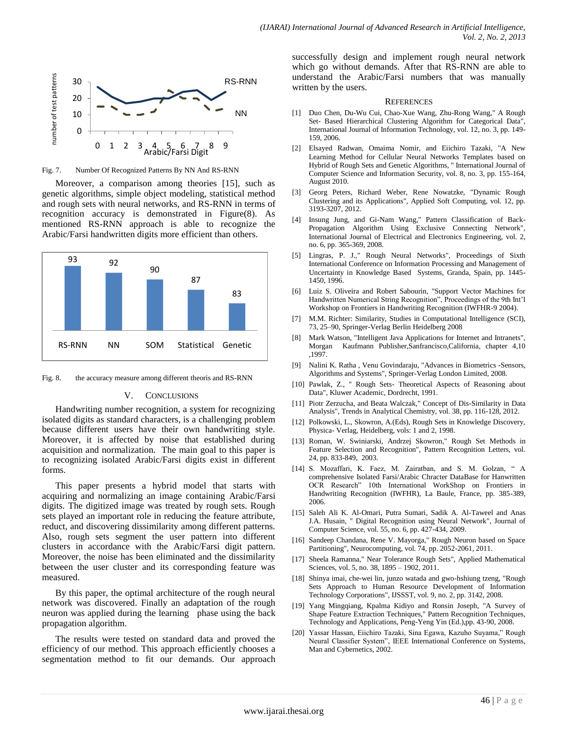Fig. 7. Number Of Recognized Patterns By NN And RS-RNN

Moreover, a comparison among theories [15], such as genetic algorithms, simple object modeling, statistical method and rough sets with neural networks, and RS-RNN in terms of recognition accuracy is demonstrated in Figure(8). As mentioned RS-RNN approach is able to recognize the Arabic/Farsi handwritten digits more efficient than others.

Fig. 8. the accuracy measure among different theoris and RS-RNN

## V. CONCLUSIONS

Handwriting number recognition, a system for recognizing isolated digits as standard characters, is a challenging problem because different users have their own handwriting style. Moreover, it is affected by noise that established during acquisition and normalization. The main goal to this paper is to recognizing isolated Arabic/Farsi digits exist in different forms.

This paper presents a hybrid model that starts with acquiring and normalizing an image containing Arabic/Farsi digits. The digitized image was treated by rough sets. Rough sets played an important role in reducing the feature attribute, reduct, and discovering dissimilarity among different patterns. Also, rough sets segment the user pattern into different clusters in accordance with the Arabic/Farsi digit pattern. Moreover, the noise has been eliminated and the dissimilarity between the user cluster and its corresponding feature was measured.

By this paper, the optimal architecture of the rough neural network was discovered. Finally an adaptation of the rough neuron was applied during the learning phase using the back propagation algorithm.

The results were tested on standard data and proved the efficiency of our method. This approach efficiently chooses a segmentation method to fit our demands. Our approach successfully design and implement rough neural network which go without demands. After that RS-RNN are able to understand the Arabic/Farsi numbers that was manually written by the users.

## REFERENCES

[1] Duo Chen, Du-Wu Cui, Chao-Xue Wang, Zhu-Rong Wang," A Rough Set- Based Hierarchical Clustering Algorithm for Categorical Data", International Journal of Information Technology, vol. 12, no. 3, pp. 149-159, 2006.

[2] Elsayed Radwan, Omaima Nomir, and Eiichiro Tazaki, "A New Learning Method for Cellular Neural Networks Templates based on Hybrid of Rough Sets and Genetic Algorithms, " International Journal of Computer Science and Information Security, vol. 8, no. 3, pp. 155-164, August 2010.

[3] Georg Peters, Richard Weber, Rene Nowatzke, "Dynamic Rough Clustering and its Applications", Applied Soft Computing, vol. 12, pp. 3193-3207, 2012.

[4] Insung Jung, and Gi-Nam Wang," Pattern Classification of Back-Propagation Algorithm Using Exclusive Connecting Network", International Journal of Electrical and Electronics Engineering, vol. 2, no. 6, pp. 365-369, 2008.

[5] Lingras, P. J.," Rough Neural Networks", Proceedings of Sixth International Conference on Information Processing and Management of Uncertainty in Knowledge Based Systems, Granda, Spain, pp. 1445-1450, 1996.

[6] Luiz S. Oliveira and Robert Sabourin, "Support Vector Machines for Handwritten Numerical String Recognition", Proceedings of the 9th Int'l Workshop on Frontiers in Handwriting Recognition (IWFHR-9 2004).

[7] M.M. Richter: Similarity, Studies in Computational Intelligence (SCI), 73, 25–90, Springer-Verlag Berlin Heidelberg 2008

[8] Mark Watson, "Intelligent Java Applications for Internet and Intranets", Morgan Kaufmann Publisher,Sanfrancisco,California, chapter 4,10 ,1997.

[9] Nalini K. Ratha , Venu Govindaraju, "Advances in Biometrics -Sensors, Algorithms and Systems", Springer-Verlag London Limited, 2008.

[10] Pawlak, Z., " Rough Sets- Theoretical Aspects of Reasoning about Data", Kluwer Academic, Dordrecht, 1991.

[11] Piotr Zerzucha, and Beata Walczak," Concept of Dis-Similarity in Data Analysis", Trends in Analytical Chemistry, vol. 38, pp. 116-128, 2012.

[12] Polkowski, L., Skowron, A.(Eds), Rough Sets in Knowledge Discovery, Physica- Verlag, Heidelberg, vols: 1 and 2, 1998.

[13] Roman, W. Swiniarski, Andrzej Skowron," Rough Set Methods in Feature Selection and Recognition", Pattern Recognition Letters, vol. 24, pp. 833-849, 2003.

[14] S. Mozaffari, K. Faez, M. Zairatban, and S. M. Golzan, " A comprehensive Isolated Farsi/Arabic Chracter DataBase for Hanwritten OCR Research" 10th International WorkShop on Frontiers in Handwriting Recognition (IWFHR), La Baule, France, pp. 385-389, 2006.

[15] Saleh Ali K. Al-Omari, Putra Sumari, Sadik A. Al-Taweel and Anas J.A. Husain, " Digital Recognition using Neural Network", Journal of Computer Science, vol. 55, no. 6, pp. 427-434, 2009.

[16] Sandeep Chandana, Rene V. Mayorga," Rough Neuron based on Space Partitioning", Neurocomputing, vol. 74, pp. 2052-2061, 2011.

[17] Sheela Ramanna," Near Tolerance Rough Sets", Applied Mathematical Sciences, vol. 5, no. 38, 1895 – 1902, 2011.

[18] Shinya imai, che-wei lin, junzo watada and gwo-hshiung tzeng, "Rough Sets Approach to Human Resource Development of Information Technology Corporations", IJSSST, vol. 9, no. 2, pp. 3142, 2008.

[19] Yang Mingqiang, Kpalma Kidiyo and Ronsin Joseph, "A Survey of Shape Feature Extraction Techniques," Pattern Recognition Techniques, Technology and Applications, Peng-Yeng Yin (Ed.),pp. 43-90, 2008.

[20] Yassar Hassan, Eiichiro Tazaki, Sina Egawa, Kazuho Suyama," Rough Neural Classifier System", IEEE International Conference on Systems, Man and Cybernetics, 2002.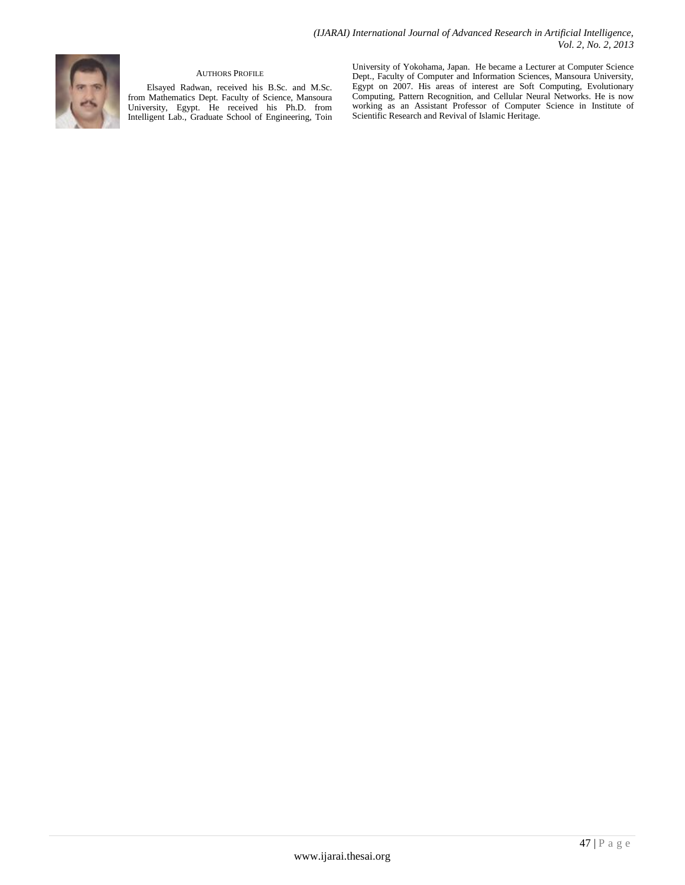## AUTHORS PROFILE

Elsayed Radwan, received his B.Sc. and M.Sc. from Mathematics Dept. Faculty of Science, Mansoura University, Egypt. He received his Ph.D. from Intelligent Lab., Graduate School of Engineering, Toin University of Yokohama, Japan. He became a Lecturer at Computer Science Dept., Faculty of Computer and Information Sciences, Mansoura University, Egypt on 2007. His areas of interest are Soft Computing, Evolutionary Computing, Pattern Recognition, and Cellular Neural Networks. He is now working as an Assistant Professor of Computer Science in Institute of Scientific Research and Revival of Islamic Heritage.